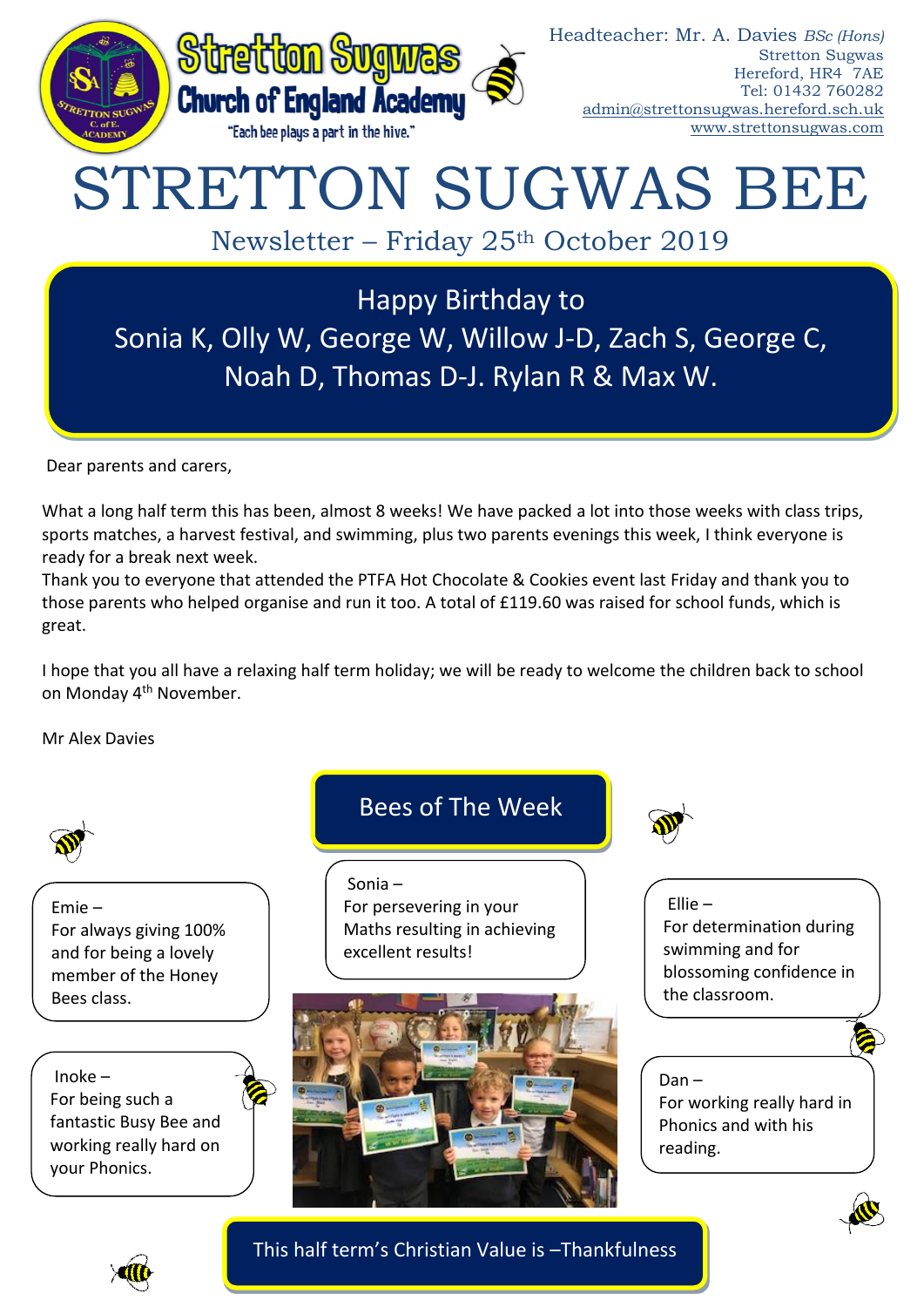**Stretton Sugwas Church of England Academy**

"Each bee plays a part in the hive."

Headteacher: Mr. A. Davies *BSc (Hons)*
Stretton Sugwas
Hereford, HR4 7AE
Tel: 01432 760282
admin@strettonsugwas.hereford.sch.uk
www.strettonsugwas.com

# STRETTON SUGWAS BEE

## Newsletter – Friday 25th October 2019

**Happy Birthday to**
**Sonia K, Olly W, George W, Willow J-D, Zach S, George C, Noah D, Thomas D-J. Rylan R & Max W.**

Dear parents and carers,

What a long half term this has been, almost 8 weeks! We have packed a lot into those weeks with class trips, sports matches, a harvest festival, and swimming, plus two parents evenings this week, I think everyone is ready for a break next week.

Thank you to everyone that attended the PTFA Hot Chocolate & Cookies event last Friday and thank you to those parents who helped organise and run it too. A total of £119.60 was raised for school funds, which is great.

I hope that you all have a relaxing half term holiday; we will be ready to welcome the children back to school on Monday 4th November.

Mr Alex Davies

## Bees of The Week

Emie – For always giving 100% and for being a lovely member of the Honey Bees class.

Sonia – For persevering in your Maths resulting in achieving excellent results!

Ellie – For determination during swimming and for blossoming confidence in the classroom.

Inoke – For being such a fantastic Busy Bee and working really hard on your Phonics.

Dan – For working really hard in Phonics and with his reading.

**This half term's Christian Value is –Thankfulness**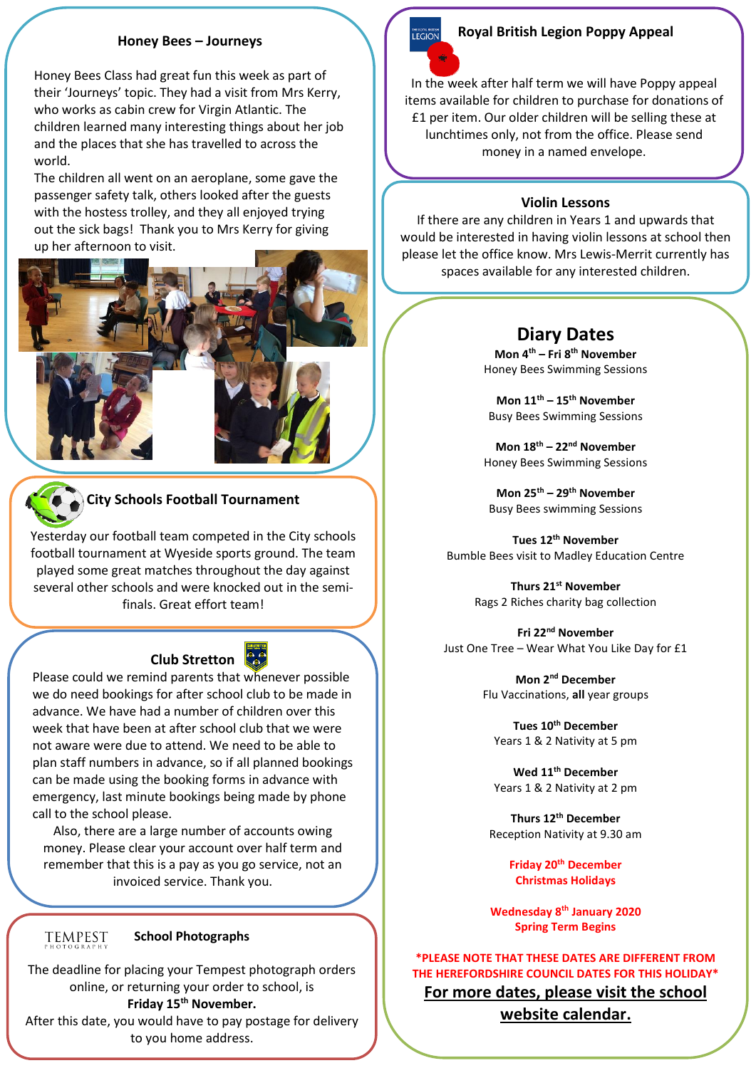## Honey Bees – Journeys

Honey Bees Class had great fun this week as part of their 'Journeys' topic. They had a visit from Mrs Kerry, who works as cabin crew for Virgin Atlantic. The children learned many interesting things about her job and the places that she has travelled to across the world.

The children all went on an aeroplane, some gave the passenger safety talk, others looked after the guests with the hostess trolley, and they all enjoyed trying out the sick bags! Thank you to Mrs Kerry for giving up her afternoon to visit.

## City Schools Football Tournament

Yesterday our football team competed in the City schools football tournament at Wyeside sports ground. The team played some great matches throughout the day against several other schools and were knocked out in the semi-finals. Great effort team!

## Club Stretton

Please could we remind parents that whenever possible we do need bookings for after school club to be made in advance. We have had a number of children over this week that have been at after school club that we were not aware were due to attend. We need to be able to plan staff numbers in advance, so if all planned bookings can be made using the booking forms in advance with emergency, last minute bookings being made by phone call to the school please.

Also, there are a large number of accounts owing money. Please clear your account over half term and remember that this is a pay as you go service, not an invoiced service. Thank you.

## School Photographs

TEMPEST PHOTOGRAPHY

The deadline for placing your Tempest photograph orders online, or returning your order to school, is **Friday 15th November.**
After this date, you would have to pay postage for delivery to you home address.

## Royal British Legion Poppy Appeal

In the week after half term we will have Poppy appeal items available for children to purchase for donations of £1 per item. Our older children will be selling these at lunchtimes only, not from the office. Please send money in a named envelope.

## Violin Lessons

If there are any children in Years 1 and upwards that would be interested in having violin lessons at school then please let the office know. Mrs Lewis-Merrit currently has spaces available for any interested children.

## Diary Dates

**Mon 4th – Fri 8th November**
Honey Bees Swimming Sessions

**Mon 11th – 15th November**
Busy Bees Swimming Sessions

**Mon 18th – 22nd November**
Honey Bees Swimming Sessions

**Mon 25th – 29th November**
Busy Bees swimming Sessions

**Tues 12th November**
Bumble Bees visit to Madley Education Centre

**Thurs 21st November**
Rags 2 Riches charity bag collection

**Fri 22nd November**
Just One Tree – Wear What You Like Day for £1

**Mon 2nd December**
Flu Vaccinations, **all** year groups

**Tues 10th December**
Years 1 & 2 Nativity at 5 pm

**Wed 11th December**
Years 1 & 2 Nativity at 2 pm

**Thurs 12th December**
Reception Nativity at 9.30 am

**Friday 20th December**
**Christmas Holidays**

**Wednesday 8th January 2020**
**Spring Term Begins**

**\*PLEASE NOTE THAT THESE DATES ARE DIFFERENT FROM THE HEREFORDSHIRE COUNCIL DATES FOR THIS HOLIDAY\***

**For more dates, please visit the school website calendar.**